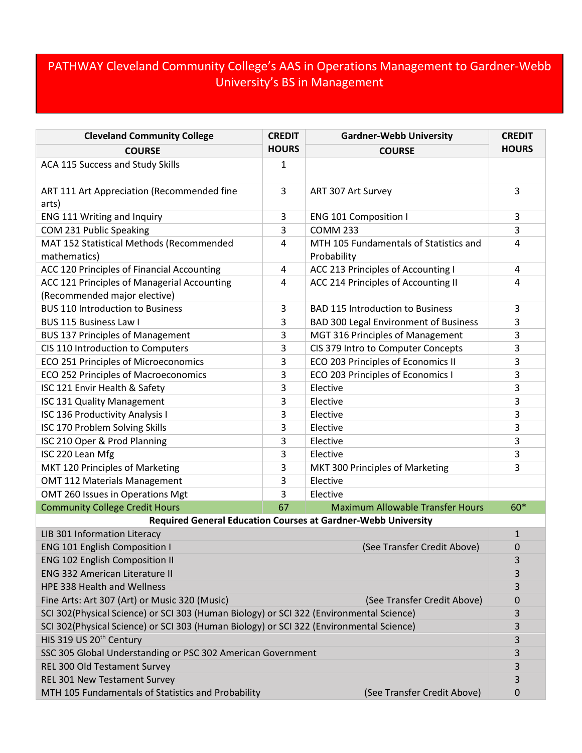# PATHWAY Cleveland Community College's AAS in Operations Management to Gardner-Webb University's BS in Management

| Cleveland Community College COURSE | CREDIT HOURS | Gardner-Webb University COURSE | CREDIT HOURS |
|---|---|---|---|
| ACA 115 Success and Study Skills | 1 | | |
| ART 111 Art Appreciation (Recommended fine arts) | 3 | ART 307 Art Survey | 3 |
| ENG 111 Writing and Inquiry | 3 | ENG 101 Composition I | 3 |
| COM 231 Public Speaking | 3 | COMM 233 | 3 |
| MAT 152 Statistical Methods (Recommended mathematics) | 4 | MTH 105 Fundamentals of Statistics and Probability | 4 |
| ACC 120 Principles of Financial Accounting | 4 | ACC 213 Principles of Accounting I | 4 |
| ACC 121 Principles of Managerial Accounting (Recommended major elective) | 4 | ACC 214 Principles of Accounting II | 4 |
| BUS 110 Introduction to Business | 3 | BAD 115 Introduction to Business | 3 |
| BUS 115 Business Law I | 3 | BAD 300 Legal Environment of Business | 3 |
| BUS 137 Principles of Management | 3 | MGT 316 Principles of Management | 3 |
| CIS 110 Introduction to Computers | 3 | CIS 379 Intro to Computer Concepts | 3 |
| ECO 251 Principles of Microeconomics | 3 | ECO 203 Principles of Economics II | 3 |
| ECO 252 Principles of Macroeconomics | 3 | ECO 203 Principles of Economics I | 3 |
| ISC 121 Envir Health & Safety | 3 | Elective | 3 |
| ISC 131 Quality Management | 3 | Elective | 3 |
| ISC 136 Productivity Analysis I | 3 | Elective | 3 |
| ISC 170 Problem Solving Skills | 3 | Elective | 3 |
| ISC 210 Oper & Prod Planning | 3 | Elective | 3 |
| ISC 220 Lean Mfg | 3 | Elective | 3 |
| MKT 120 Principles of Marketing | 3 | MKT 300 Principles of Marketing | 3 |
| OMT 112 Materials Management | 3 | Elective | |
| OMT 260 Issues in Operations Mgt | 3 | Elective | |
| Community College Credit Hours | 67 | Maximum Allowable Transfer Hours | 60* |
| **Required General Education Courses at Gardner-Webb University** | | | |
| LIB 301 Information Literacy | | | 1 |
| ENG 101 English Composition I | | (See Transfer Credit Above) | 0 |
| ENG 102 English Composition II | | | 3 |
| ENG 332 American Literature II | | | 3 |
| HPE 338 Health and Wellness | | | 3 |
| Fine Arts: Art 307 (Art) or Music 320 (Music) | | (See Transfer Credit Above) | 0 |
| SCI 302(Physical Science) or SCI 303 (Human Biology) or SCI 322 (Environmental Science) | | | 3 |
| SCI 302(Physical Science) or SCI 303 (Human Biology) or SCI 322 (Environmental Science) | | | 3 |
| HIS 319 US 20th Century | | | 3 |
| SSC 305 Global Understanding or PSC 302 American Government | | | 3 |
| REL 300 Old Testament Survey | | | 3 |
| REL 301 New Testament Survey | | | 3 |
| MTH 105 Fundamentals of Statistics and Probability | | (See Transfer Credit Above) | 0 |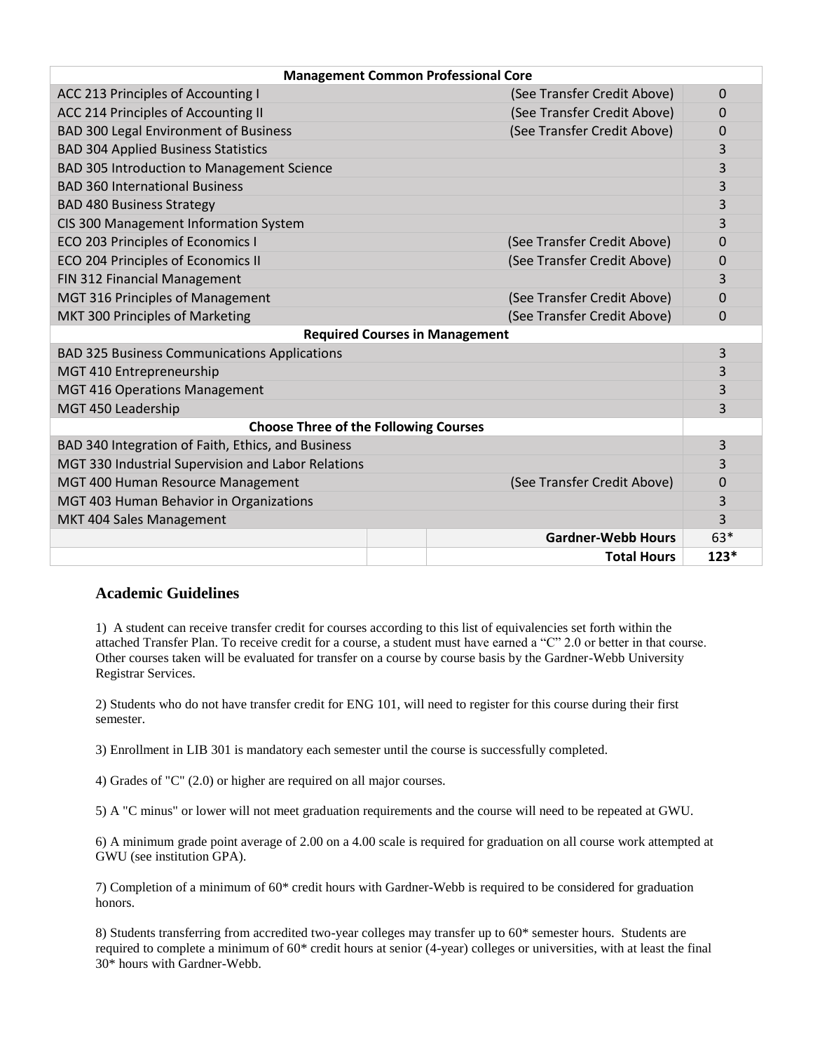| Management Common Professional Core | | |
|---|---|---|
| ACC 213 Principles of Accounting I | (See Transfer Credit Above) | 0 |
| ACC 214 Principles of Accounting II | (See Transfer Credit Above) | 0 |
| BAD 300 Legal Environment of Business | (See Transfer Credit Above) | 0 |
| BAD 304 Applied Business Statistics | | 3 |
| BAD 305 Introduction to Management Science | | 3 |
| BAD 360 International Business | | 3 |
| BAD 480 Business Strategy | | 3 |
| CIS 300 Management Information System | | 3 |
| ECO 203 Principles of Economics I | (See Transfer Credit Above) | 0 |
| ECO 204 Principles of Economics II | (See Transfer Credit Above) | 0 |
| FIN 312 Financial Management | | 3 |
| MGT 316 Principles of Management | (See Transfer Credit Above) | 0 |
| MKT 300 Principles of Marketing | (See Transfer Credit Above) | 0 |
| **Required Courses in Management** | | |
| BAD 325 Business Communications Applications | | 3 |
| MGT 410 Entrepreneurship | | 3 |
| MGT 416 Operations Management | | 3 |
| MGT 450 Leadership | | 3 |
| **Choose Three of the Following Courses** | | |
| BAD 340 Integration of Faith, Ethics, and Business | | 3 |
| MGT 330 Industrial Supervision and Labor Relations | | 3 |
| MGT 400 Human Resource Management | (See Transfer Credit Above) | 0 |
| MGT 403 Human Behavior in Organizations | | 3 |
| MKT 404 Sales Management | | 3 |
| | **Gardner-Webb Hours** | 63* |
| | **Total Hours** | **123*** |

## Academic Guidelines

1) A student can receive transfer credit for courses according to this list of equivalencies set forth within the attached Transfer Plan. To receive credit for a course, a student must have earned a "C" 2.0 or better in that course. Other courses taken will be evaluated for transfer on a course by course basis by the Gardner-Webb University Registrar Services.

2) Students who do not have transfer credit for ENG 101, will need to register for this course during their first semester.

3) Enrollment in LIB 301 is mandatory each semester until the course is successfully completed.

4) Grades of "C" (2.0) or higher are required on all major courses.

5) A "C minus" or lower will not meet graduation requirements and the course will need to be repeated at GWU.

6) A minimum grade point average of 2.00 on a 4.00 scale is required for graduation on all course work attempted at GWU (see institution GPA).

7) Completion of a minimum of 60* credit hours with Gardner-Webb is required to be considered for graduation honors.

8) Students transferring from accredited two-year colleges may transfer up to 60* semester hours. Students are required to complete a minimum of 60* credit hours at senior (4-year) colleges or universities, with at least the final 30* hours with Gardner-Webb.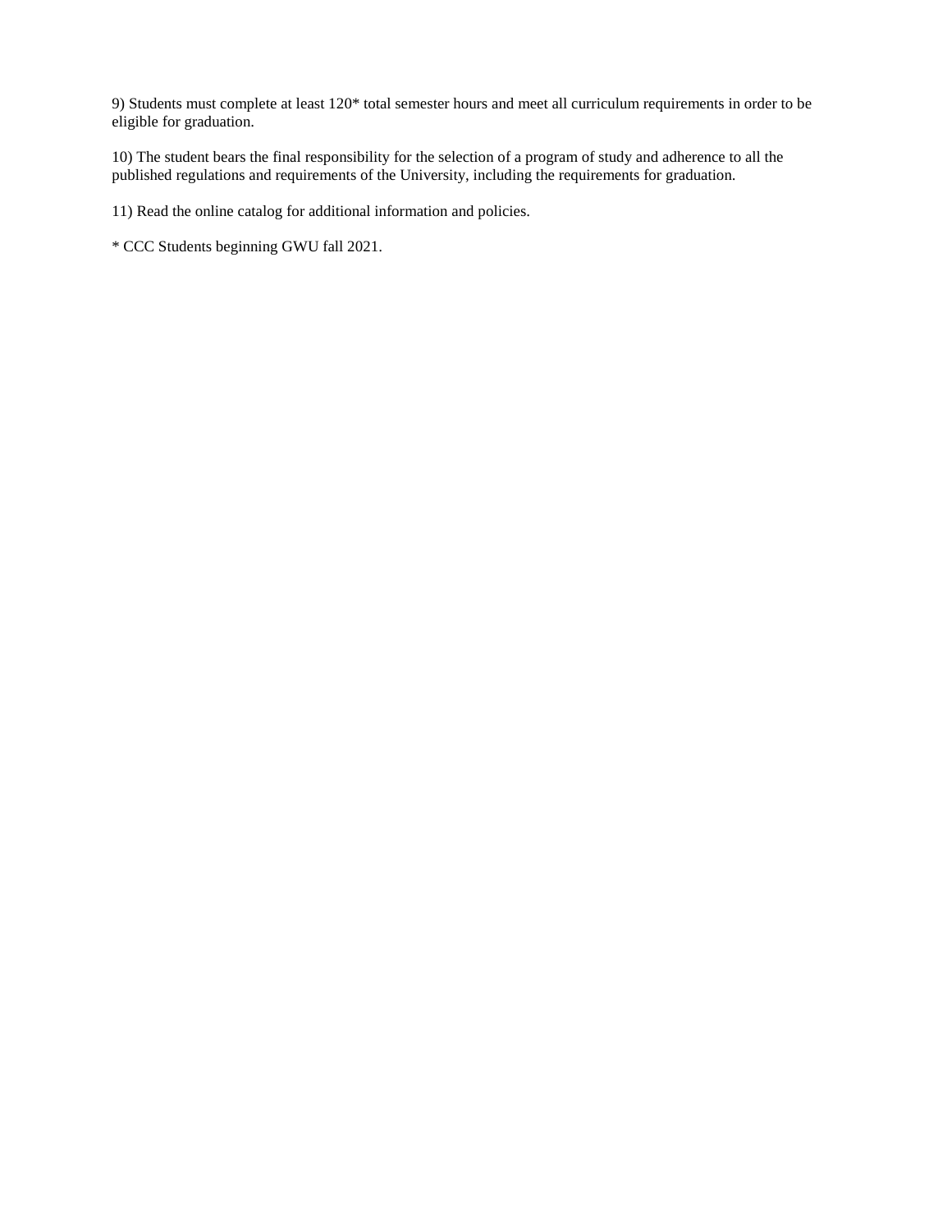9) Students must complete at least 120* total semester hours and meet all curriculum requirements in order to be eligible for graduation.

10) The student bears the final responsibility for the selection of a program of study and adherence to all the published regulations and requirements of the University, including the requirements for graduation.

11) Read the online catalog for additional information and policies.

* CCC Students beginning GWU fall 2021.